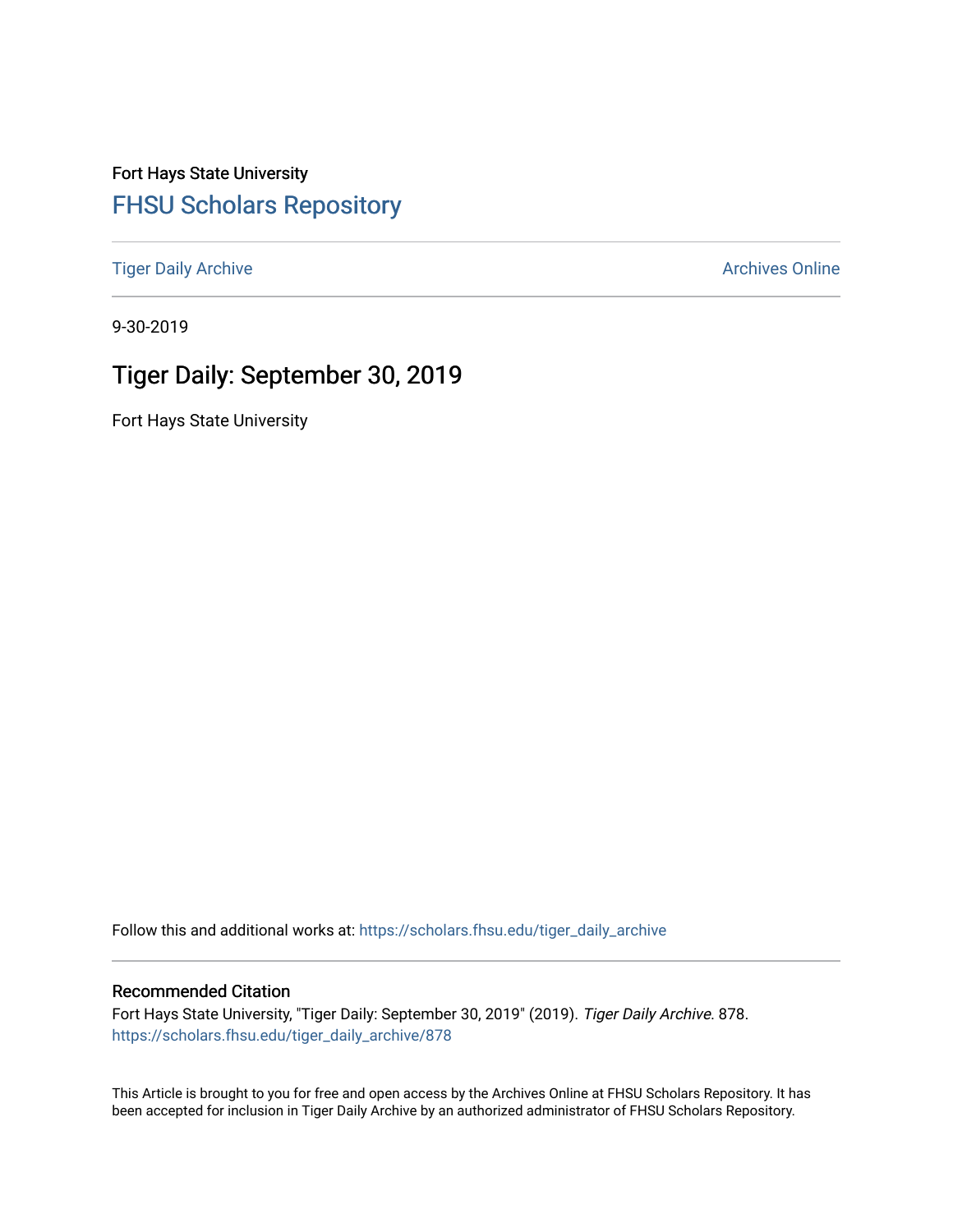Fort Hays State University

# FHSU Scholars Repository

Tiger Daily Archive

Archives Online

9-30-2019

## Tiger Daily: September 30, 2019

Fort Hays State University

Follow this and additional works at: https://scholars.fhsu.edu/tiger_daily_archive

### Recommended Citation

Fort Hays State University, "Tiger Daily: September 30, 2019" (2019). *Tiger Daily Archive*. 878.
https://scholars.fhsu.edu/tiger_daily_archive/878

This Article is brought to you for free and open access by the Archives Online at FHSU Scholars Repository. It has been accepted for inclusion in Tiger Daily Archive by an authorized administrator of FHSU Scholars Repository.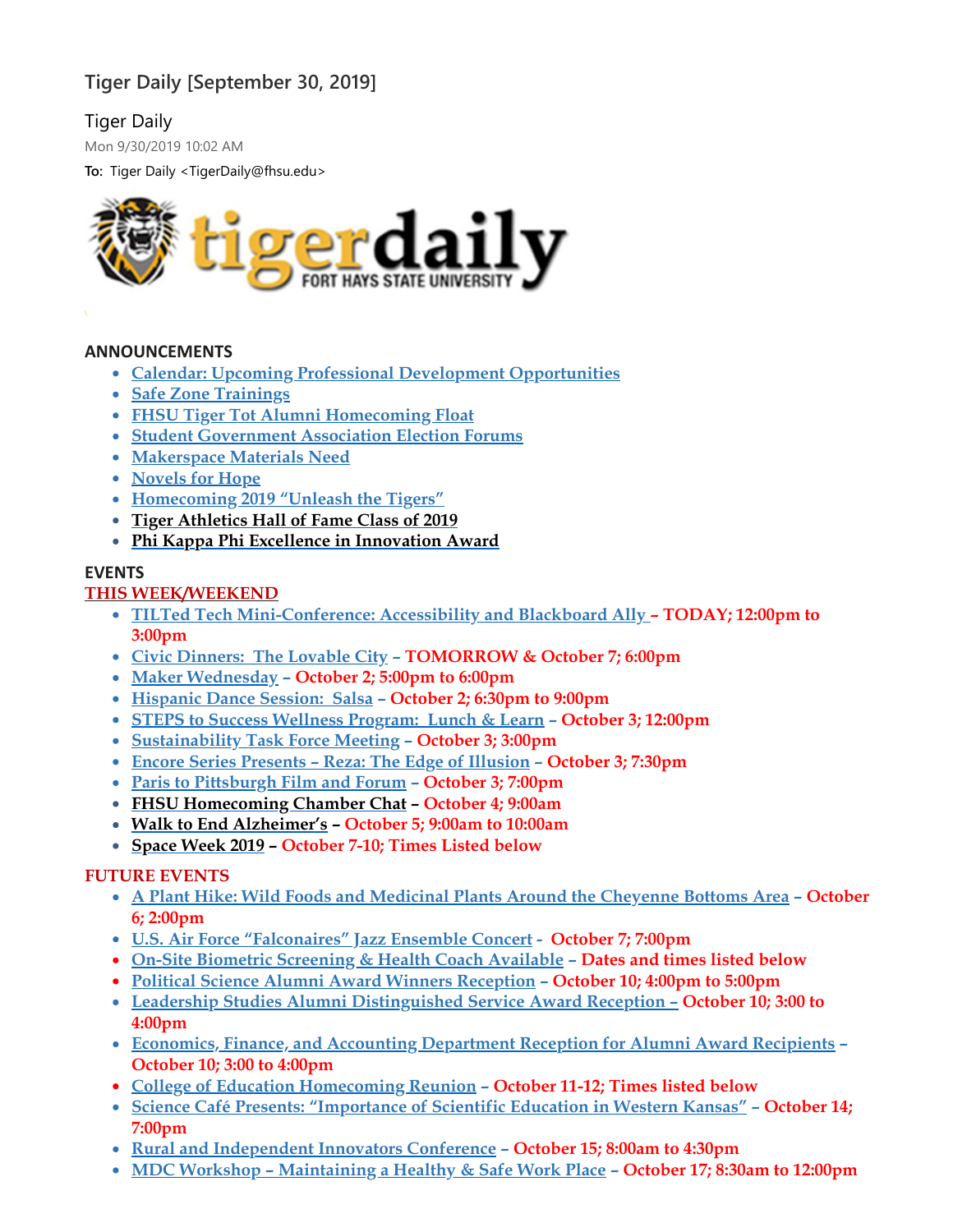# Tiger Daily [September 30, 2019]

Tiger Daily

Mon 9/30/2019 10:02 AM

**To:** Tiger Daily <TigerDaily@fhsu.edu>

**ANNOUNCEMENTS**

- Calendar: Upcoming Professional Development Opportunities
- Safe Zone Trainings
- FHSU Tiger Tot Alumni Homecoming Float
- Student Government Association Election Forums
- Makerspace Materials Need
- Novels for Hope
- Homecoming 2019 "Unleash the Tigers"
- Tiger Athletics Hall of Fame Class of 2019
- Phi Kappa Phi Excellence in Innovation Award

**EVENTS**

**THIS WEEK/WEEKEND**

- TILTed Tech Mini-Conference: Accessibility and Blackboard Ally – **TODAY; 12:00pm to 3:00pm**
- Civic Dinners: The Lovable City – **TOMORROW & October 7; 6:00pm**
- Maker Wednesday – **October 2; 5:00pm to 6:00pm**
- Hispanic Dance Session: Salsa – **October 2; 6:30pm to 9:00pm**
- STEPS to Success Wellness Program: Lunch & Learn – **October 3; 12:00pm**
- Sustainability Task Force Meeting – **October 3; 3:00pm**
- Encore Series Presents – Reza: The Edge of Illusion – **October 3; 7:30pm**
- Paris to Pittsburgh Film and Forum – **October 3; 7:00pm**
- FHSU Homecoming Chamber Chat – **October 4; 9:00am**
- Walk to End Alzheimer's – **October 5; 9:00am to 10:00am**
- Space Week 2019 – **October 7-10; Times Listed below**

**FUTURE EVENTS**

- A Plant Hike: Wild Foods and Medicinal Plants Around the Cheyenne Bottoms Area – **October 6; 2:00pm**
- U.S. Air Force "Falconaires" Jazz Ensemble Concert - **October 7; 7:00pm**
- On-Site Biometric Screening & Health Coach Available – **Dates and times listed below**
- Political Science Alumni Award Winners Reception – **October 10; 4:00pm to 5:00pm**
- Leadership Studies Alumni Distinguished Service Award Reception – **October 10; 3:00 to 4:00pm**
- Economics, Finance, and Accounting Department Reception for Alumni Award Recipients – **October 10; 3:00 to 4:00pm**
- College of Education Homecoming Reunion – **October 11-12; Times listed below**
- Science Café Presents: "Importance of Scientific Education in Western Kansas" – **October 14; 7:00pm**
- Rural and Independent Innovators Conference – **October 15; 8:00am to 4:30pm**
- MDC Workshop – Maintaining a Healthy & Safe Work Place – **October 17; 8:30am to 12:00pm**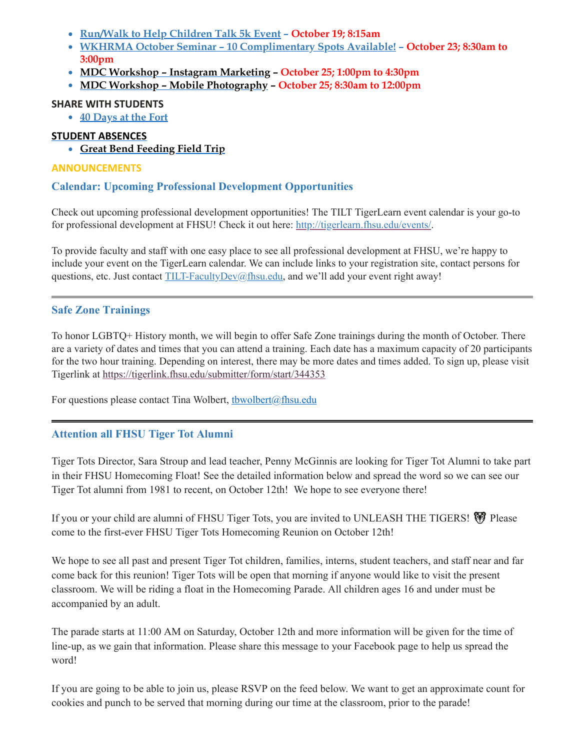- **Run/Walk to Help Children Talk 5k Event** – **October 19; 8:15am**
- **WKHRMA October Seminar – 10 Complimentary Spots Available!** – **October 23; 8:30am to 3:00pm**
- **MDC Workshop – Instagram Marketing** – **October 25; 1:00pm to 4:30pm**
- **MDC Workshop – Mobile Photography** – **October 25; 8:30am to 12:00pm**

**SHARE WITH STUDENTS**

- **40 Days at the Fort**

**STUDENT ABSENCES**

- **Great Bend Feeding Field Trip**

## ANNOUNCEMENTS

### Calendar: Upcoming Professional Development Opportunities

Check out upcoming professional development opportunities! The TILT TigerLearn event calendar is your go-to for professional development at FHSU! Check it out here: http://tigerlearn.fhsu.edu/events/.

To provide faculty and staff with one easy place to see all professional development at FHSU, we're happy to include your event on the TigerLearn calendar. We can include links to your registration site, contact persons for questions, etc. Just contact TILT-FacultyDev@fhsu.edu, and we'll add your event right away!

---

### Safe Zone Trainings

To honor LGBTQ+ History month, we will begin to offer Safe Zone trainings during the month of October. There are a variety of dates and times that you can attend a training. Each date has a maximum capacity of 20 participants for the two hour training. Depending on interest, there may be more dates and times added. To sign up, please visit Tigerlink at https://tigerlink.fhsu.edu/submitter/form/start/344353

For questions please contact Tina Wolbert, tbwolbert@fhsu.edu

---

### Attention all FHSU Tiger Tot Alumni

Tiger Tots Director, Sara Stroup and lead teacher, Penny McGinnis are looking for Tiger Tot Alumni to take part in their FHSU Homecoming Float! See the detailed information below and spread the word so we can see our Tiger Tot alumni from 1981 to recent, on October 12th! We hope to see everyone there!

If you or your child are alumni of FHSU Tiger Tots, you are invited to UNLEASH THE TIGERS! 🐯 Please come to the first-ever FHSU Tiger Tots Homecoming Reunion on October 12th!

We hope to see all past and present Tiger Tot children, families, interns, student teachers, and staff near and far come back for this reunion! Tiger Tots will be open that morning if anyone would like to visit the present classroom. We will be riding a float in the Homecoming Parade. All children ages 16 and under must be accompanied by an adult.

The parade starts at 11:00 AM on Saturday, October 12th and more information will be given for the time of line-up, as we gain that information. Please share this message to your Facebook page to help us spread the word!

If you are going to be able to join us, please RSVP on the feed below. We want to get an approximate count for cookies and punch to be served that morning during our time at the classroom, prior to the parade!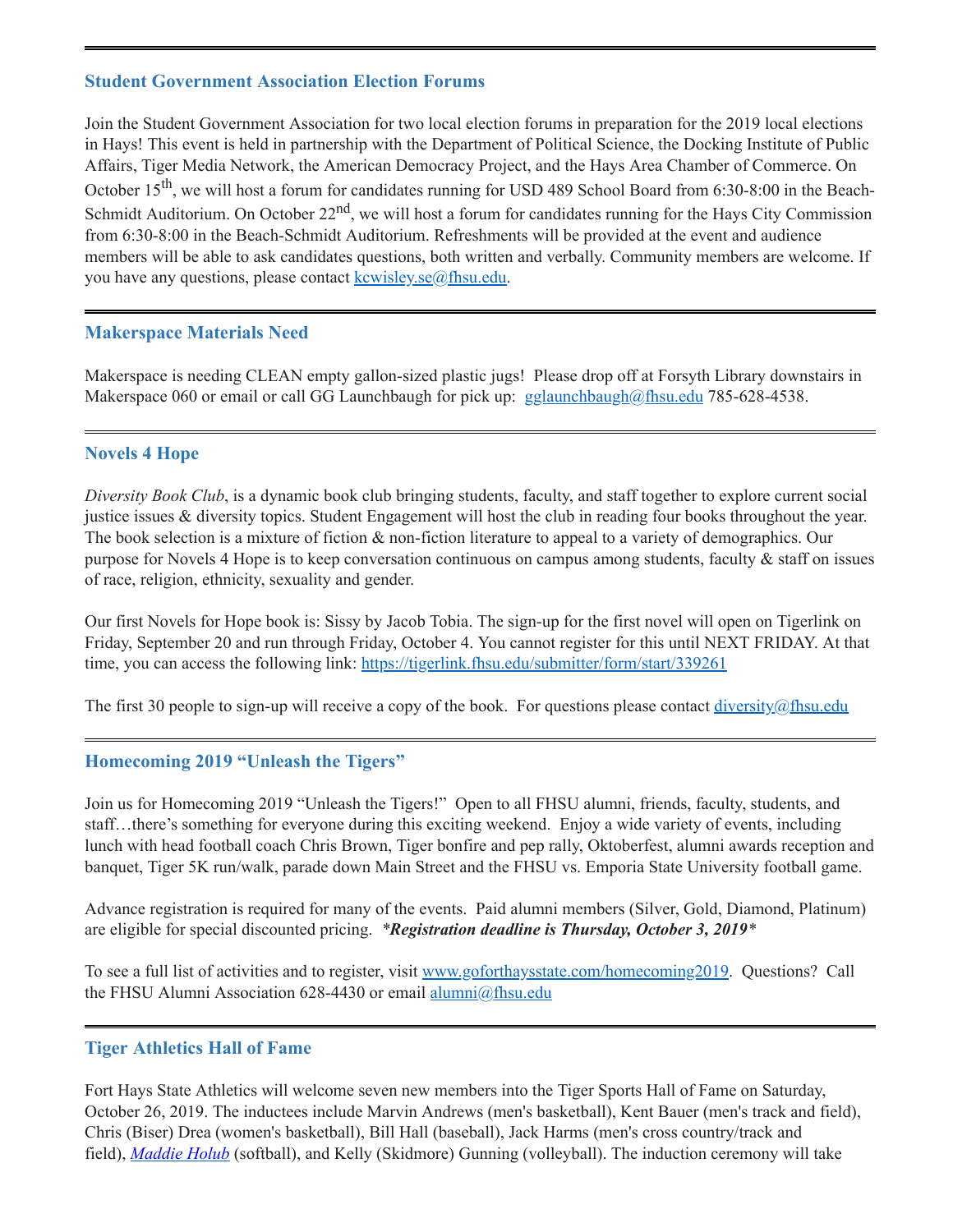## Student Government Association Election Forums

Join the Student Government Association for two local election forums in preparation for the 2019 local elections in Hays! This event is held in partnership with the Department of Political Science, the Docking Institute of Public Affairs, Tiger Media Network, the American Democracy Project, and the Hays Area Chamber of Commerce. On October 15th, we will host a forum for candidates running for USD 489 School Board from 6:30-8:00 in the Beach-Schmidt Auditorium. On October 22nd, we will host a forum for candidates running for the Hays City Commission from 6:30-8:00 in the Beach-Schmidt Auditorium. Refreshments will be provided at the event and audience members will be able to ask candidates questions, both written and verbally. Community members are welcome. If you have any questions, please contact kcwisley.se@fhsu.edu.

## Makerspace Materials Need

Makerspace is needing CLEAN empty gallon-sized plastic jugs! Please drop off at Forsyth Library downstairs in Makerspace 060 or email or call GG Launchbaugh for pick up: gglaunchbaugh@fhsu.edu 785-628-4538.

## Novels 4 Hope

*Diversity Book Club*, is a dynamic book club bringing students, faculty, and staff together to explore current social justice issues & diversity topics. Student Engagement will host the club in reading four books throughout the year. The book selection is a mixture of fiction & non-fiction literature to appeal to a variety of demographics. Our purpose for Novels 4 Hope is to keep conversation continuous on campus among students, faculty & staff on issues of race, religion, ethnicity, sexuality and gender.

Our first Novels for Hope book is: Sissy by Jacob Tobia. The sign-up for the first novel will open on Tigerlink on Friday, September 20 and run through Friday, October 4. You cannot register for this until NEXT FRIDAY. At that time, you can access the following link: https://tigerlink.fhsu.edu/submitter/form/start/339261

The first 30 people to sign-up will receive a copy of the book. For questions please contact diversity@fhsu.edu

## Homecoming 2019 "Unleash the Tigers"

Join us for Homecoming 2019 "Unleash the Tigers!" Open to all FHSU alumni, friends, faculty, students, and staff…there's something for everyone during this exciting weekend. Enjoy a wide variety of events, including lunch with head football coach Chris Brown, Tiger bonfire and pep rally, Oktoberfest, alumni awards reception and banquet, Tiger 5K run/walk, parade down Main Street and the FHSU vs. Emporia State University football game.

Advance registration is required for many of the events. Paid alumni members (Silver, Gold, Diamond, Platinum) are eligible for special discounted pricing. ***Registration deadline is Thursday, October 3, 2019***

To see a full list of activities and to register, visit www.goforthaysstate.com/homecoming2019. Questions? Call the FHSU Alumni Association 628-4430 or email alumni@fhsu.edu

## Tiger Athletics Hall of Fame

Fort Hays State Athletics will welcome seven new members into the Tiger Sports Hall of Fame on Saturday, October 26, 2019. The inductees include Marvin Andrews (men's basketball), Kent Bauer (men's track and field), Chris (Biser) Drea (women's basketball), Bill Hall (baseball), Jack Harms (men's cross country/track and field), *Maddie Holub* (softball), and Kelly (Skidmore) Gunning (volleyball). The induction ceremony will take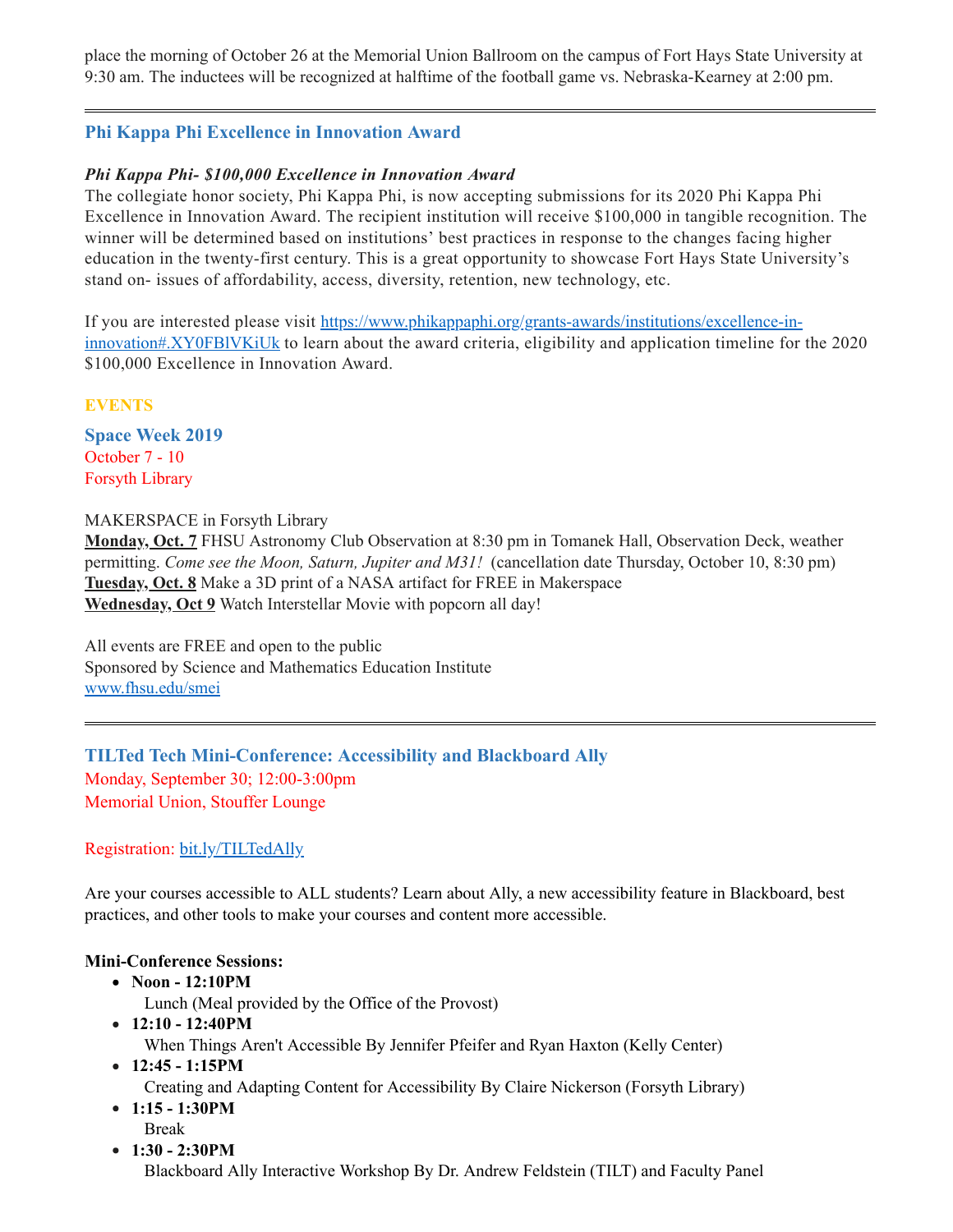place the morning of October 26 at the Memorial Union Ballroom on the campus of Fort Hays State University at 9:30 am. The inductees will be recognized at halftime of the football game vs. Nebraska-Kearney at 2:00 pm.

---

## Phi Kappa Phi Excellence in Innovation Award

***Phi Kappa Phi- $100,000 Excellence in Innovation Award***

The collegiate honor society, Phi Kappa Phi, is now accepting submissions for its 2020 Phi Kappa Phi Excellence in Innovation Award. The recipient institution will receive $100,000 in tangible recognition. The winner will be determined based on institutions' best practices in response to the changes facing higher education in the twenty-first century. This is a great opportunity to showcase Fort Hays State University's stand on- issues of affordability, access, diversity, retention, new technology, etc.

If you are interested please visit [https://www.phikappaphi.org/grants-awards/institutions/excellence-in-innovation#.XY0FBlVKiUk](https://www.phikappaphi.org/grants-awards/institutions/excellence-in-innovation#.XY0FBlVKiUk) to learn about the award criteria, eligibility and application timeline for the 2020 $100,000 Excellence in Innovation Award.

## EVENTS

### Space Week 2019

October 7 - 10
Forsyth Library

MAKERSPACE in Forsyth Library
**Monday, Oct. 7** FHSU Astronomy Club Observation at 8:30 pm in Tomanek Hall, Observation Deck, weather permitting. *Come see the Moon, Saturn, Jupiter and M31!* (cancellation date Thursday, October 10, 8:30 pm)
**Tuesday, Oct. 8** Make a 3D print of a NASA artifact for FREE in Makerspace
**Wednesday, Oct 9** Watch Interstellar Movie with popcorn all day!

All events are FREE and open to the public
Sponsored by Science and Mathematics Education Institute
[www.fhsu.edu/smei](www.fhsu.edu/smei)

---

### TILTed Tech Mini-Conference: Accessibility and Blackboard Ally

Monday, September 30; 12:00-3:00pm
Memorial Union, Stouffer Lounge

Registration: [bit.ly/TILTedAlly](bit.ly/TILTedAlly)

Are your courses accessible to ALL students? Learn about Ally, a new accessibility feature in Blackboard, best practices, and other tools to make your courses and content more accessible.

**Mini-Conference Sessions:**

- **Noon - 12:10PM**
  Lunch (Meal provided by the Office of the Provost)
- **12:10 - 12:40PM**
  When Things Aren't Accessible By Jennifer Pfeifer and Ryan Haxton (Kelly Center)
- **12:45 - 1:15PM**
  Creating and Adapting Content for Accessibility By Claire Nickerson (Forsyth Library)
- **1:15 - 1:30PM**
  Break
- **1:30 - 2:30PM**
  Blackboard Ally Interactive Workshop By Dr. Andrew Feldstein (TILT) and Faculty Panel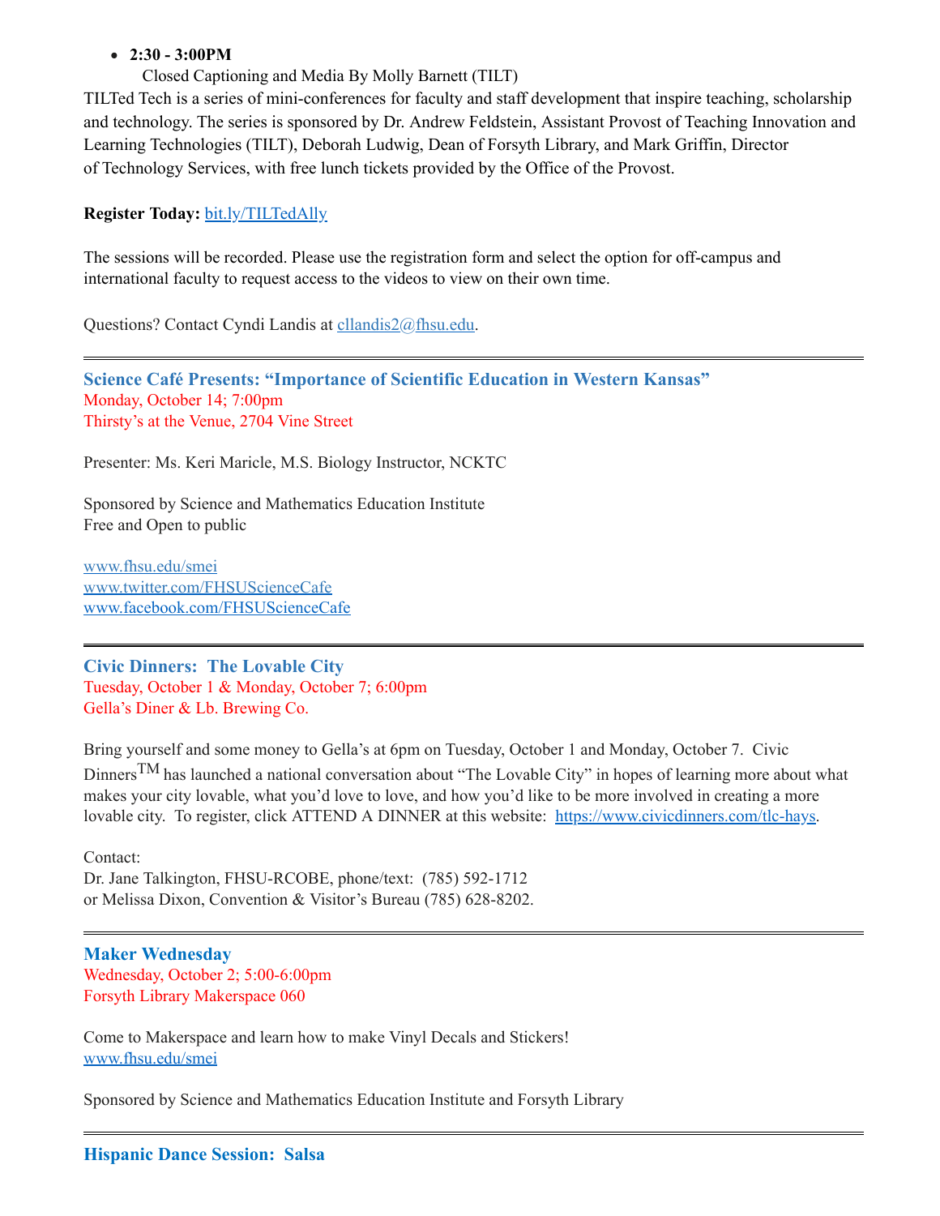- **2:30 - 3:00PM**
  Closed Captioning and Media By Molly Barnett (TILT)

TILTed Tech is a series of mini-conferences for faculty and staff development that inspire teaching, scholarship and technology. The series is sponsored by Dr. Andrew Feldstein, Assistant Provost of Teaching Innovation and Learning Technologies (TILT), Deborah Ludwig, Dean of Forsyth Library, and Mark Griffin, Director of Technology Services, with free lunch tickets provided by the Office of the Provost.

**Register Today:** bit.ly/TILTedAlly

The sessions will be recorded. Please use the registration form and select the option for off-campus and international faculty to request access to the videos to view on their own time.

Questions? Contact Cyndi Landis at cllandis2@fhsu.edu.

---

### Science Café Presents: "Importance of Scientific Education in Western Kansas"

Monday, October 14; 7:00pm
Thirsty's at the Venue, 2704 Vine Street

Presenter: Ms. Keri Maricle, M.S. Biology Instructor, NCKTC

Sponsored by Science and Mathematics Education Institute
Free and Open to public

www.fhsu.edu/smei
www.twitter.com/FHSUScienceCafe
www.facebook.com/FHSUScienceCafe

---

### Civic Dinners: The Lovable City

Tuesday, October 1 & Monday, October 7; 6:00pm
Gella's Diner & Lb. Brewing Co.

Bring yourself and some money to Gella's at 6pm on Tuesday, October 1 and Monday, October 7. Civic Dinners™ has launched a national conversation about "The Lovable City" in hopes of learning more about what makes your city lovable, what you'd love to love, and how you'd like to be more involved in creating a more lovable city. To register, click ATTEND A DINNER at this website: https://www.civicdinners.com/tlc-hays.

Contact:
Dr. Jane Talkington, FHSU-RCOBE, phone/text: (785) 592-1712
or Melissa Dixon, Convention & Visitor's Bureau (785) 628-8202.

---

### Maker Wednesday

Wednesday, October 2; 5:00-6:00pm
Forsyth Library Makerspace 060

Come to Makerspace and learn how to make Vinyl Decals and Stickers!
www.fhsu.edu/smei

Sponsored by Science and Mathematics Education Institute and Forsyth Library

---

### Hispanic Dance Session: Salsa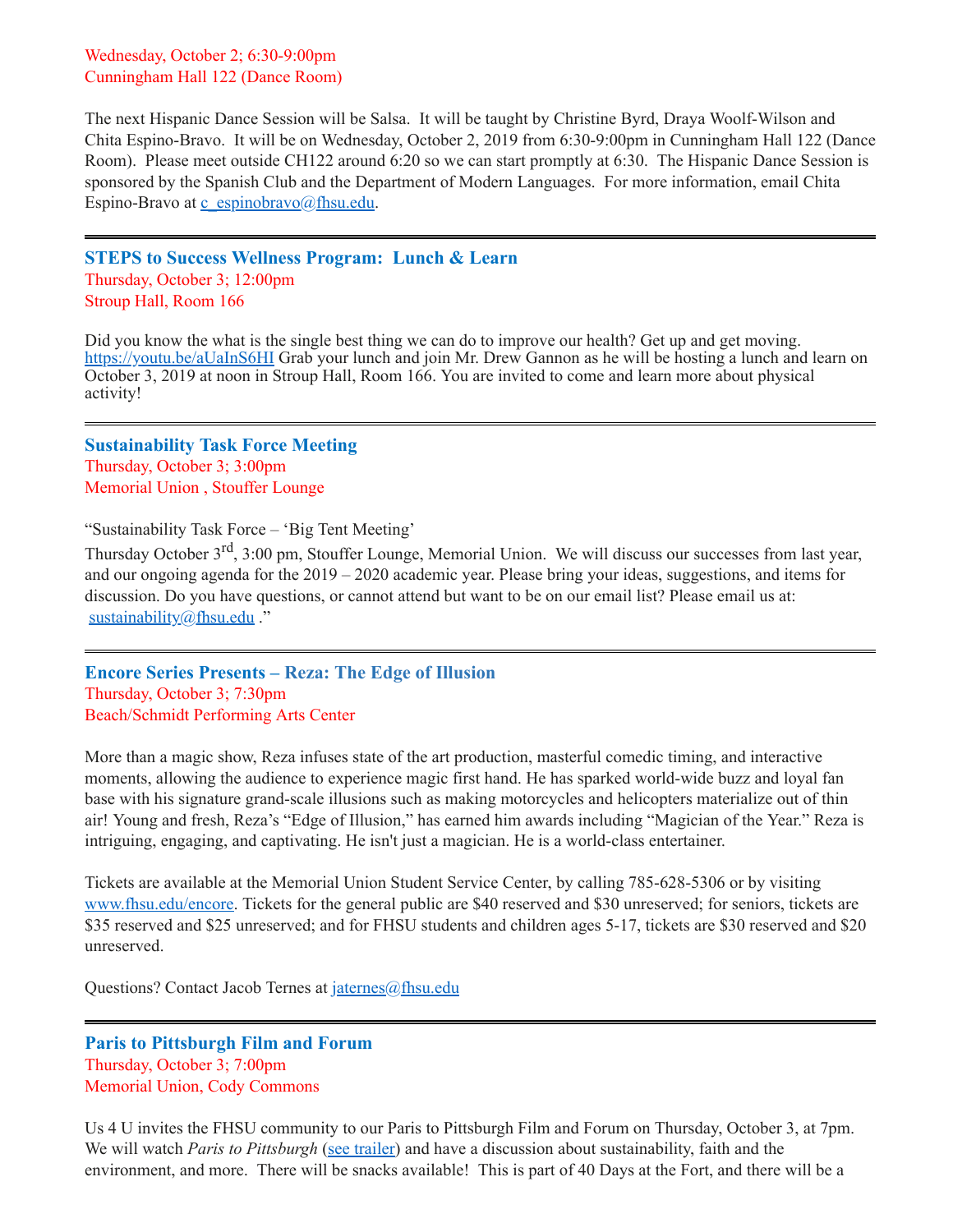Wednesday, October 2; 6:30-9:00pm
Cunningham Hall 122 (Dance Room)

The next Hispanic Dance Session will be Salsa. It will be taught by Christine Byrd, Draya Woolf-Wilson and Chita Espino-Bravo. It will be on Wednesday, October 2, 2019 from 6:30-9:00pm in Cunningham Hall 122 (Dance Room). Please meet outside CH122 around 6:20 so we can start promptly at 6:30. The Hispanic Dance Session is sponsored by the Spanish Club and the Department of Modern Languages. For more information, email Chita Espino-Bravo at c_espinobravo@fhsu.edu.

---

### STEPS to Success Wellness Program: Lunch & Learn

Thursday, October 3; 12:00pm
Stroup Hall, Room 166

Did you know the what is the single best thing we can do to improve our health? Get up and get moving. https://youtu.be/aUaInS6HI Grab your lunch and join Mr. Drew Gannon as he will be hosting a lunch and learn on October 3, 2019 at noon in Stroup Hall, Room 166. You are invited to come and learn more about physical activity!

---

### Sustainability Task Force Meeting

Thursday, October 3; 3:00pm
Memorial Union , Stouffer Lounge

"Sustainability Task Force – 'Big Tent Meeting'

Thursday October 3rd, 3:00 pm, Stouffer Lounge, Memorial Union. We will discuss our successes from last year, and our ongoing agenda for the 2019 – 2020 academic year. Please bring your ideas, suggestions, and items for discussion. Do you have questions, or cannot attend but want to be on our email list? Please email us at: sustainability@fhsu.edu ."

---

### Encore Series Presents – Reza: The Edge of Illusion

Thursday, October 3; 7:30pm
Beach/Schmidt Performing Arts Center

More than a magic show, Reza infuses state of the art production, masterful comedic timing, and interactive moments, allowing the audience to experience magic first hand. He has sparked world-wide buzz and loyal fan base with his signature grand-scale illusions such as making motorcycles and helicopters materialize out of thin air! Young and fresh, Reza's "Edge of Illusion," has earned him awards including "Magician of the Year." Reza is intriguing, engaging, and captivating. He isn't just a magician. He is a world-class entertainer.

Tickets are available at the Memorial Union Student Service Center, by calling 785-628-5306 or by visiting www.fhsu.edu/encore. Tickets for the general public are $40 reserved and $30 unreserved; for seniors, tickets are $35 reserved and $25 unreserved; and for FHSU students and children ages 5-17, tickets are $30 reserved and $20 unreserved.

Questions? Contact Jacob Ternes at jaternes@fhsu.edu

---

### Paris to Pittsburgh Film and Forum

Thursday, October 3; 7:00pm
Memorial Union, Cody Commons

Us 4 U invites the FHSU community to our Paris to Pittsburgh Film and Forum on Thursday, October 3, at 7pm. We will watch *Paris to Pittsburgh* (see trailer) and have a discussion about sustainability, faith and the environment, and more. There will be snacks available! This is part of 40 Days at the Fort, and there will be a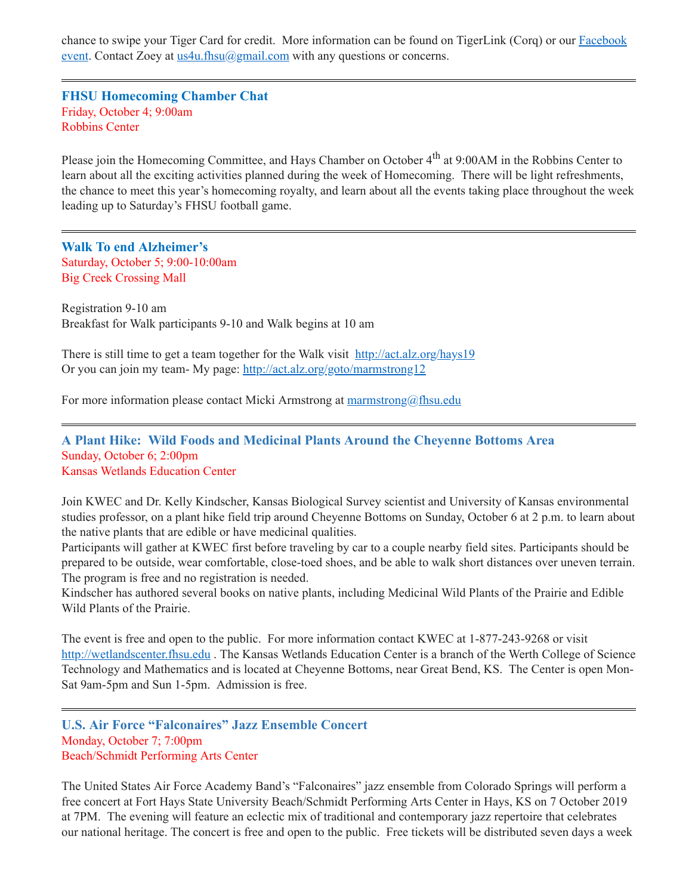chance to swipe your Tiger Card for credit. More information can be found on TigerLink (Corq) or our [Facebook event](). Contact Zoey at us4u.fhsu@gmail.com with any questions or concerns.

---

### FHSU Homecoming Chamber Chat

Friday, October 4; 9:00am
Robbins Center

Please join the Homecoming Committee, and Hays Chamber on October 4th at 9:00AM in the Robbins Center to learn about all the exciting activities planned during the week of Homecoming. There will be light refreshments, the chance to meet this year's homecoming royalty, and learn about all the events taking place throughout the week leading up to Saturday's FHSU football game.

---

### Walk To end Alzheimer's

Saturday, October 5; 9:00-10:00am
Big Creek Crossing Mall

Registration 9-10 am
Breakfast for Walk participants 9-10 and Walk begins at 10 am

There is still time to get a team together for the Walk visit http://act.alz.org/hays19
Or you can join my team- My page: http://act.alz.org/goto/marmstrong12

For more information please contact Micki Armstrong at marmstrong@fhsu.edu

---

### A Plant Hike: Wild Foods and Medicinal Plants Around the Cheyenne Bottoms Area

Sunday, October 6; 2:00pm
Kansas Wetlands Education Center

Join KWEC and Dr. Kelly Kindscher, Kansas Biological Survey scientist and University of Kansas environmental studies professor, on a plant hike field trip around Cheyenne Bottoms on Sunday, October 6 at 2 p.m. to learn about the native plants that are edible or have medicinal qualities.
Participants will gather at KWEC first before traveling by car to a couple nearby field sites. Participants should be prepared to be outside, wear comfortable, close-toed shoes, and be able to walk short distances over uneven terrain. The program is free and no registration is needed.
Kindscher has authored several books on native plants, including Medicinal Wild Plants of the Prairie and Edible Wild Plants of the Prairie.

The event is free and open to the public. For more information contact KWEC at 1-877-243-9268 or visit http://wetlandscenter.fhsu.edu . The Kansas Wetlands Education Center is a branch of the Werth College of Science Technology and Mathematics and is located at Cheyenne Bottoms, near Great Bend, KS. The Center is open Mon-Sat 9am-5pm and Sun 1-5pm. Admission is free.

---

### U.S. Air Force "Falconaires" Jazz Ensemble Concert

Monday, October 7; 7:00pm
Beach/Schmidt Performing Arts Center

The United States Air Force Academy Band's "Falconaires" jazz ensemble from Colorado Springs will perform a free concert at Fort Hays State University Beach/Schmidt Performing Arts Center in Hays, KS on 7 October 2019 at 7PM. The evening will feature an eclectic mix of traditional and contemporary jazz repertoire that celebrates our national heritage. The concert is free and open to the public. Free tickets will be distributed seven days a week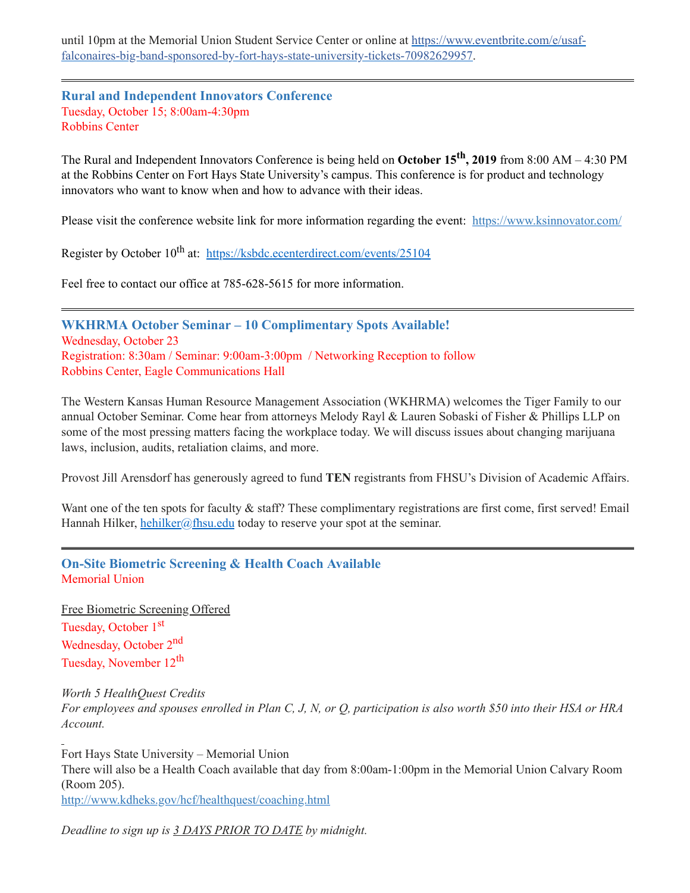until 10pm at the Memorial Union Student Service Center or online at [https://www.eventbrite.com/e/usaf-falconaires-big-band-sponsored-by-fort-hays-state-university-tickets-70982629957](https://www.eventbrite.com/e/usaf-falconaires-big-band-sponsored-by-fort-hays-state-university-tickets-70982629957).

---

### Rural and Independent Innovators Conference

Tuesday, October 15; 8:00am-4:30pm
Robbins Center

The Rural and Independent Innovators Conference is being held on **October 15th, 2019** from 8:00 AM – 4:30 PM at the Robbins Center on Fort Hays State University's campus. This conference is for product and technology innovators who want to know when and how to advance with their ideas.

Please visit the conference website link for more information regarding the event: [https://www.ksinnovator.com/](https://www.ksinnovator.com/)

Register by October 10th at: [https://ksbdc.ecenterdirect.com/events/25104](https://ksbdc.ecenterdirect.com/events/25104)

Feel free to contact our office at 785-628-5615 for more information.

---

### WKHRMA October Seminar – 10 Complimentary Spots Available!

Wednesday, October 23
Registration: 8:30am / Seminar: 9:00am-3:00pm / Networking Reception to follow
Robbins Center, Eagle Communications Hall

The Western Kansas Human Resource Management Association (WKHRMA) welcomes the Tiger Family to our annual October Seminar. Come hear from attorneys Melody Rayl & Lauren Sobaski of Fisher & Phillips LLP on some of the most pressing matters facing the workplace today. We will discuss issues about changing marijuana laws, inclusion, audits, retaliation claims, and more.

Provost Jill Arensdorf has generously agreed to fund **TEN** registrants from FHSU's Division of Academic Affairs.

Want one of the ten spots for faculty & staff? These complimentary registrations are first come, first served! Email Hannah Hilker, [hehilker@fhsu.edu](mailto:hehilker@fhsu.edu) today to reserve your spot at the seminar.

---

### On-Site Biometric Screening & Health Coach Available

Memorial Union

Free Biometric Screening Offered

Tuesday, October 1st
Wednesday, October 2nd
Tuesday, November 12th

*Worth 5 HealthQuest Credits*
*For employees and spouses enrolled in Plan C, J, N, or Q, participation is also worth $50 into their HSA or HRA Account.*

Fort Hays State University – Memorial Union
There will also be a Health Coach available that day from 8:00am-1:00pm in the Memorial Union Calvary Room (Room 205).
[http://www.kdheks.gov/hcf/healthquest/coaching.html](http://www.kdheks.gov/hcf/healthquest/coaching.html)

*Deadline to sign up is 3 DAYS PRIOR TO DATE by midnight.*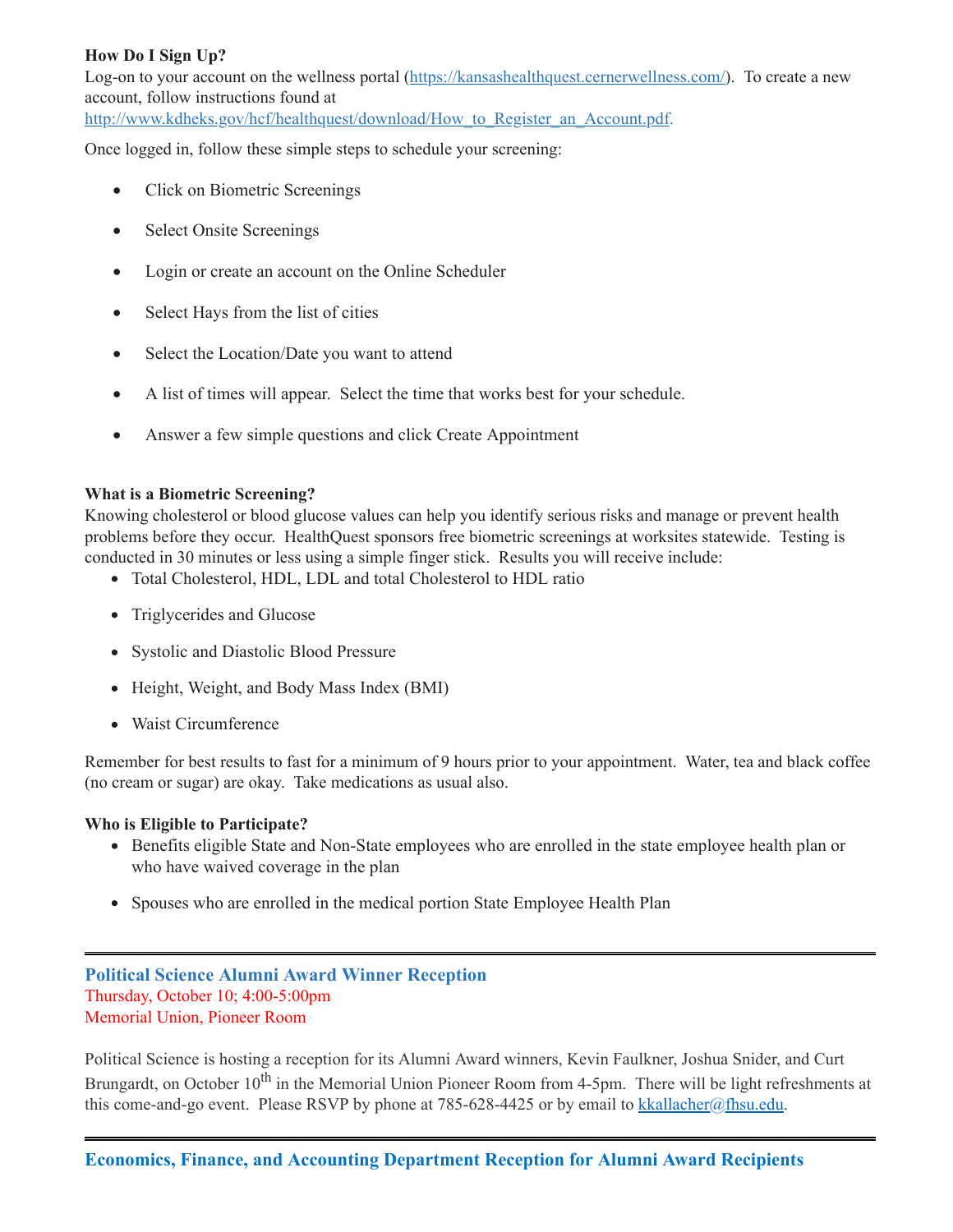**How Do I Sign Up?**
Log-on to your account on the wellness portal (https://kansashealthquest.cernerwellness.com/). To create a new account, follow instructions found at http://www.kdheks.gov/hcf/healthquest/download/How_to_Register_an_Account.pdf.

Once logged in, follow these simple steps to schedule your screening:

- Click on Biometric Screenings
- Select Onsite Screenings
- Login or create an account on the Online Scheduler
- Select Hays from the list of cities
- Select the Location/Date you want to attend
- A list of times will appear. Select the time that works best for your schedule.
- Answer a few simple questions and click Create Appointment

**What is a Biometric Screening?**
Knowing cholesterol or blood glucose values can help you identify serious risks and manage or prevent health problems before they occur. HealthQuest sponsors free biometric screenings at worksites statewide. Testing is conducted in 30 minutes or less using a simple finger stick. Results you will receive include:

- Total Cholesterol, HDL, LDL and total Cholesterol to HDL ratio
- Triglycerides and Glucose
- Systolic and Diastolic Blood Pressure
- Height, Weight, and Body Mass Index (BMI)
- Waist Circumference

Remember for best results to fast for a minimum of 9 hours prior to your appointment. Water, tea and black coffee (no cream or sugar) are okay. Take medications as usual also.

**Who is Eligible to Participate?**

- Benefits eligible State and Non-State employees who are enrolled in the state employee health plan or who have waived coverage in the plan
- Spouses who are enrolled in the medical portion State Employee Health Plan

---

## Political Science Alumni Award Winner Reception

Thursday, October 10; 4:00-5:00pm
Memorial Union, Pioneer Room

Political Science is hosting a reception for its Alumni Award winners, Kevin Faulkner, Joshua Snider, and Curt Brungardt, on October 10th in the Memorial Union Pioneer Room from 4-5pm. There will be light refreshments at this come-and-go event. Please RSVP by phone at 785-628-4425 or by email to kkallacher@fhsu.edu.

---

## Economics, Finance, and Accounting Department Reception for Alumni Award Recipients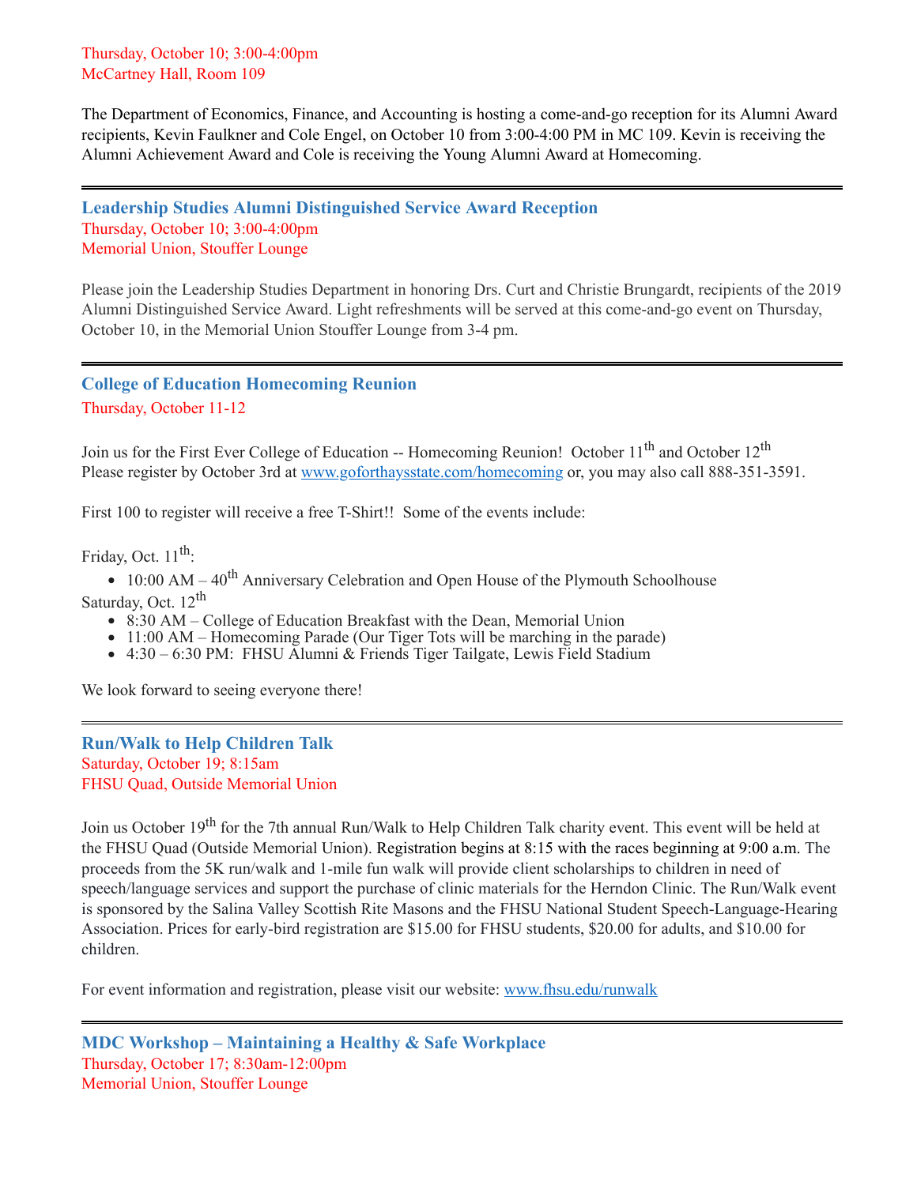Thursday, October 10; 3:00-4:00pm
McCartney Hall, Room 109

The Department of Economics, Finance, and Accounting is hosting a come-and-go reception for its Alumni Award recipients, Kevin Faulkner and Cole Engel, on October 10 from 3:00-4:00 PM in MC 109. Kevin is receiving the Alumni Achievement Award and Cole is receiving the Young Alumni Award at Homecoming.

---

### Leadership Studies Alumni Distinguished Service Award Reception

Thursday, October 10; 3:00-4:00pm
Memorial Union, Stouffer Lounge

Please join the Leadership Studies Department in honoring Drs. Curt and Christie Brungardt, recipients of the 2019 Alumni Distinguished Service Award. Light refreshments will be served at this come-and-go event on Thursday, October 10, in the Memorial Union Stouffer Lounge from 3-4 pm.

---

### College of Education Homecoming Reunion

Thursday, October 11-12

Join us for the First Ever College of Education -- Homecoming Reunion! October 11th and October 12th
Please register by October 3rd at www.goforthaysstate.com/homecoming or, you may also call 888-351-3591.

First 100 to register will receive a free T-Shirt!! Some of the events include:

Friday, Oct. 11th:

- 10:00 AM – 40th Anniversary Celebration and Open House of the Plymouth Schoolhouse

Saturday, Oct. 12th

- 8:30 AM – College of Education Breakfast with the Dean, Memorial Union
- 11:00 AM – Homecoming Parade (Our Tiger Tots will be marching in the parade)
- 4:30 – 6:30 PM: FHSU Alumni & Friends Tiger Tailgate, Lewis Field Stadium

We look forward to seeing everyone there!

---

### Run/Walk to Help Children Talk

Saturday, October 19; 8:15am
FHSU Quad, Outside Memorial Union

Join us October 19th for the 7th annual Run/Walk to Help Children Talk charity event. This event will be held at the FHSU Quad (Outside Memorial Union). Registration begins at 8:15 with the races beginning at 9:00 a.m. The proceeds from the 5K run/walk and 1-mile fun walk will provide client scholarships to children in need of speech/language services and support the purchase of clinic materials for the Herndon Clinic. The Run/Walk event is sponsored by the Salina Valley Scottish Rite Masons and the FHSU National Student Speech-Language-Hearing Association. Prices for early-bird registration are $15.00 for FHSU students, $20.00 for adults, and $10.00 for children.

For event information and registration, please visit our website: www.fhsu.edu/runwalk

---

### MDC Workshop – Maintaining a Healthy & Safe Workplace

Thursday, October 17; 8:30am-12:00pm
Memorial Union, Stouffer Lounge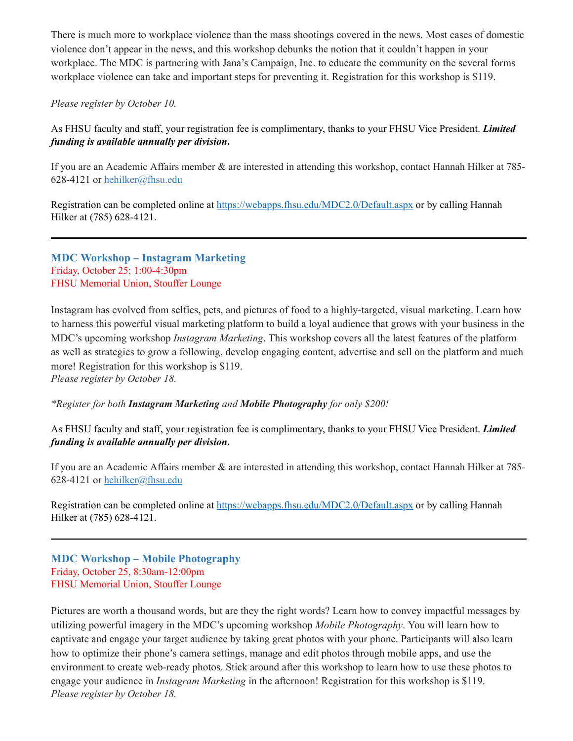There is much more to workplace violence than the mass shootings covered in the news. Most cases of domestic violence don't appear in the news, and this workshop debunks the notion that it couldn't happen in your workplace. The MDC is partnering with Jana's Campaign, Inc. to educate the community on the several forms workplace violence can take and important steps for preventing it. Registration for this workshop is $119.

*Please register by October 10.*

As FHSU faculty and staff, your registration fee is complimentary, thanks to your FHSU Vice President. ***Limited funding is available annually per division*.**

If you are an Academic Affairs member & are interested in attending this workshop, contact Hannah Hilker at 785-628-4121 or [hehilker@fhsu.edu](mailto:hehilker@fhsu.edu)

Registration can be completed online at [https://webapps.fhsu.edu/MDC2.0/Default.aspx](https://webapps.fhsu.edu/MDC2.0/Default.aspx) or by calling Hannah Hilker at (785) 628-4121.

---

### MDC Workshop – Instagram Marketing

Friday, October 25; 1:00-4:30pm
FHSU Memorial Union, Stouffer Lounge

Instagram has evolved from selfies, pets, and pictures of food to a highly-targeted, visual marketing. Learn how to harness this powerful visual marketing platform to build a loyal audience that grows with your business in the MDC's upcoming workshop *Instagram Marketing*. This workshop covers all the latest features of the platform as well as strategies to grow a following, develop engaging content, advertise and sell on the platform and much more! Registration for this workshop is $119.
*Please register by October 18.*

*\*Register for both **Instagram Marketing** and **Mobile Photography** for only $200!*

As FHSU faculty and staff, your registration fee is complimentary, thanks to your FHSU Vice President. ***Limited funding is available annually per division*.**

If you are an Academic Affairs member & are interested in attending this workshop, contact Hannah Hilker at 785-628-4121 or [hehilker@fhsu.edu](mailto:hehilker@fhsu.edu)

Registration can be completed online at [https://webapps.fhsu.edu/MDC2.0/Default.aspx](https://webapps.fhsu.edu/MDC2.0/Default.aspx) or by calling Hannah Hilker at (785) 628-4121.

---

### MDC Workshop – Mobile Photography

Friday, October 25, 8:30am-12:00pm
FHSU Memorial Union, Stouffer Lounge

Pictures are worth a thousand words, but are they the right words? Learn how to convey impactful messages by utilizing powerful imagery in the MDC's upcoming workshop *Mobile Photography*. You will learn how to captivate and engage your target audience by taking great photos with your phone. Participants will also learn how to optimize their phone's camera settings, manage and edit photos through mobile apps, and use the environment to create web-ready photos. Stick around after this workshop to learn how to use these photos to engage your audience in *Instagram Marketing* in the afternoon! Registration for this workshop is $119.
*Please register by October 18.*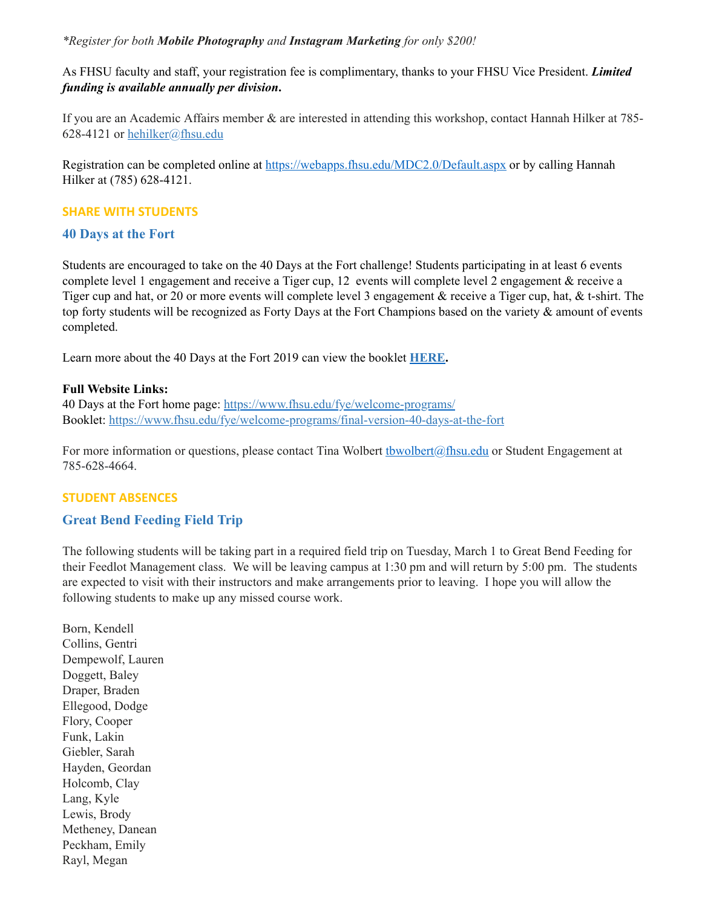**Register for both Mobile Photography and Instagram Marketing for only $200!*

As FHSU faculty and staff, your registration fee is complimentary, thanks to your FHSU Vice President. ***Limited funding is available annually per division*.**

If you are an Academic Affairs member & are interested in attending this workshop, contact Hannah Hilker at 785-628-4121 or [hehilker@fhsu.edu](mailto:hehilker@fhsu.edu)

Registration can be completed online at [https://webapps.fhsu.edu/MDC2.0/Default.aspx](https://webapps.fhsu.edu/MDC2.0/Default.aspx) or by calling Hannah Hilker at (785) 628-4121.

## SHARE WITH STUDENTS

### 40 Days at the Fort

Students are encouraged to take on the 40 Days at the Fort challenge! Students participating in at least 6 events complete level 1 engagement and receive a Tiger cup, 12 events will complete level 2 engagement & receive a Tiger cup and hat, or 20 or more events will complete level 3 engagement & receive a Tiger cup, hat, & t-shirt. The top forty students will be recognized as Forty Days at the Fort Champions based on the variety & amount of events completed.

Learn more about the 40 Days at the Fort 2019 can view the booklet **HERE**.

**Full Website Links:**
40 Days at the Fort home page: [https://www.fhsu.edu/fye/welcome-programs/](https://www.fhsu.edu/fye/welcome-programs/)
Booklet: [https://www.fhsu.edu/fye/welcome-programs/final-version-40-days-at-the-fort](https://www.fhsu.edu/fye/welcome-programs/final-version-40-days-at-the-fort)

For more information or questions, please contact Tina Wolbert [tbwolbert@fhsu.edu](mailto:tbwolbert@fhsu.edu) or Student Engagement at 785-628-4664.

## STUDENT ABSENCES

### Great Bend Feeding Field Trip

The following students will be taking part in a required field trip on Tuesday, March 1 to Great Bend Feeding for their Feedlot Management class. We will be leaving campus at 1:30 pm and will return by 5:00 pm. The students are expected to visit with their instructors and make arrangements prior to leaving. I hope you will allow the following students to make up any missed course work.

Born, Kendell
Collins, Gentri
Dempewolf, Lauren
Doggett, Baley
Draper, Braden
Ellegood, Dodge
Flory, Cooper
Funk, Lakin
Giebler, Sarah
Hayden, Geordan
Holcomb, Clay
Lang, Kyle
Lewis, Brody
Metheney, Danean
Peckham, Emily
Rayl, Megan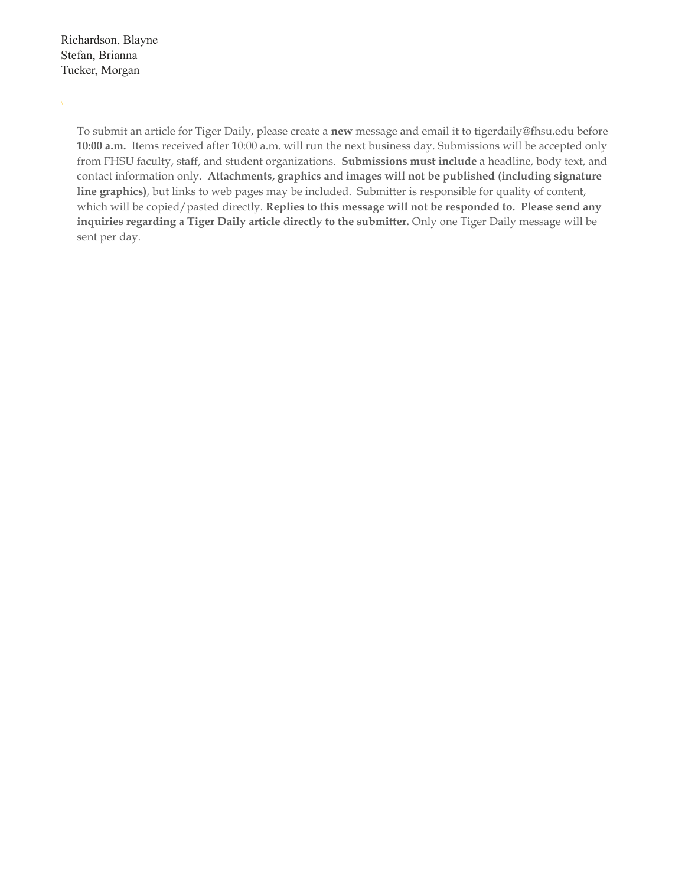Richardson, Blayne
Stefan, Brianna
Tucker, Morgan

To submit an article for Tiger Daily, please create a **new** message and email it to tigerdaily@fhsu.edu before **10:00 a.m.** Items received after 10:00 a.m. will run the next business day. Submissions will be accepted only from FHSU faculty, staff, and student organizations. **Submissions must include** a headline, body text, and contact information only. **Attachments, graphics and images will not be published (including signature line graphics)**, but links to web pages may be included. Submitter is responsible for quality of content, which will be copied/pasted directly. **Replies to this message will not be responded to. Please send any inquiries regarding a Tiger Daily article directly to the submitter.** Only one Tiger Daily message will be sent per day.